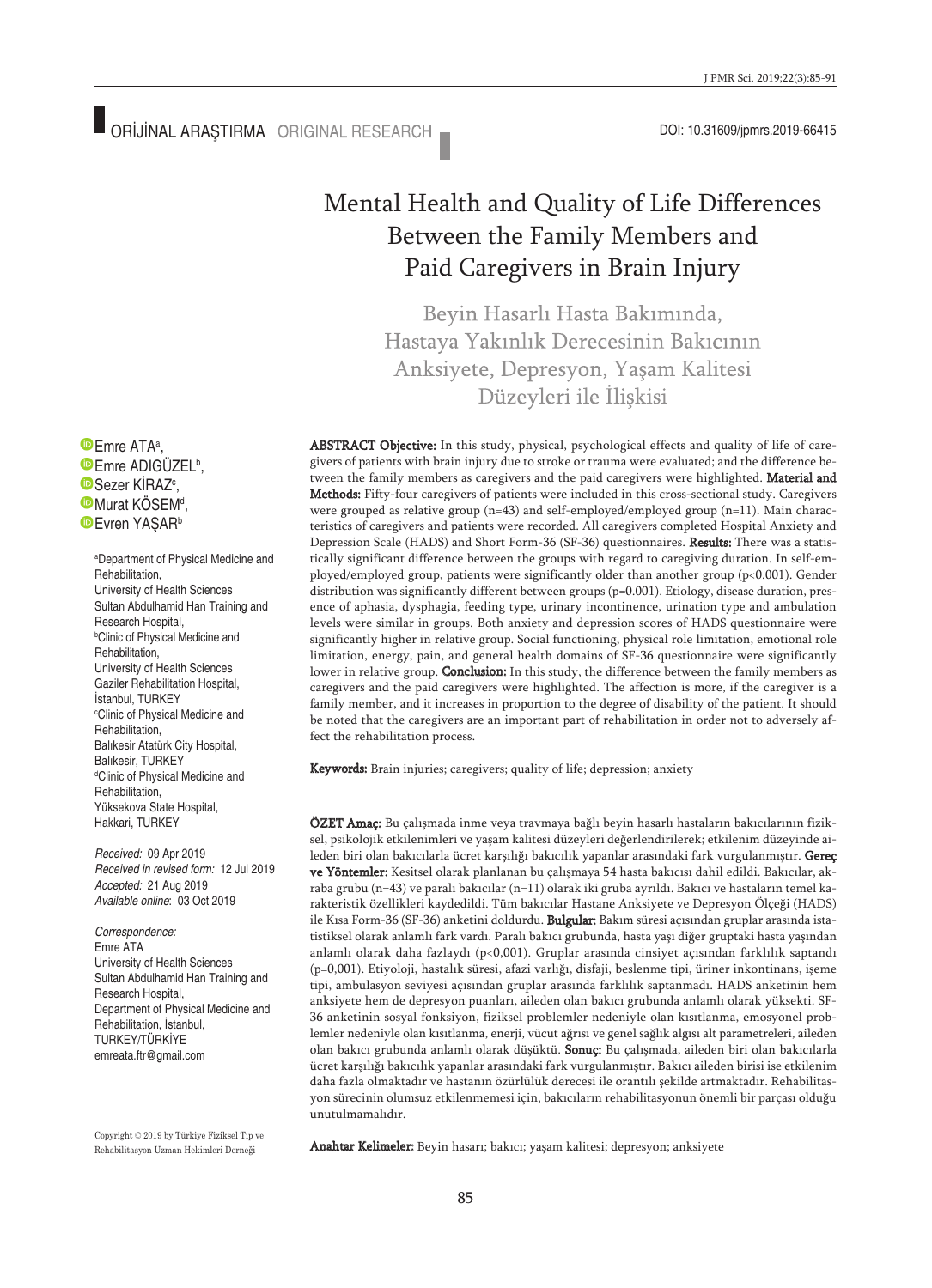ORİJİNAL ARAŞTIRMA ORIGINAL RESEARCH

DOI: 10.31609/jpmrs.2019-66415

# Mental Health and Quality of Life Differences Between the Family Members and Paid Caregivers in Brain Injury

## Beyin Hasarlı Hasta Bakımında, Hastaya Yakınlık Derecesinin Bakıcının Anksiyete, Depresyon, Yaşam Kalitesi Düzeyleri ile İlişkisi

Emre ATA[a], Emre ADIGÜZEL[b], Sezer KİRAZ[c], Murat KÖSEM[d], Evren YAŞAR[b]

[a]Department of Physical Medicine and Rehabilitation, University of Health Sciences Sultan Abdulhamid Han Training and Research Hospital,
[b]Clinic of Physical Medicine and Rehabilitation, University of Health Sciences Gaziler Rehabilitation Hospital, İstanbul, TURKEY
[c]Clinic of Physical Medicine and Rehabilitation, Balıkesir Atatürk City Hospital, Balıkesir, TURKEY
[d]Clinic of Physical Medicine and Rehabilitation, Yüksekova State Hospital, Hakkari, TURKEY

*Received:* 09 Apr 2019
*Received in revised form:* 12 Jul 2019
*Accepted:* 21 Aug 2019
*Available online:* 03 Oct 2019

*Correspondence:*
Emre ATA
University of Health Sciences Sultan Abdulhamid Han Training and Research Hospital, Department of Physical Medicine and Rehabilitation, İstanbul, TURKEY/TÜRKİYE
emreata.ftr@gmail.com

**ABSTRACT Objective:** In this study, physical, psychological effects and quality of life of caregivers of patients with brain injury due to stroke or trauma were evaluated; and the difference between the family members as caregivers and the paid caregivers were highlighted. **Material and Methods:** Fifty-four caregivers of patients were included in this cross-sectional study. Caregivers were grouped as relative group (n=43) and self-employed/employed group (n=11). Main characteristics of caregivers and patients were recorded. All caregivers completed Hospital Anxiety and Depression Scale (HADS) and Short Form-36 (SF-36) questionnaires. **Results:** There was a statistically significant difference between the groups with regard to caregiving duration. In self-employed/employed group, patients were significantly older than another group (p<0.001). Gender distribution was significantly different between groups (p=0.001). Etiology, disease duration, presence of aphasia, dysphagia, feeding type, urinary incontinence, urination type and ambulation levels were similar in groups. Both anxiety and depression scores of HADS questionnaire were significantly higher in relative group. Social functioning, physical role limitation, emotional role limitation, energy, pain, and general health domains of SF-36 questionnaire were significantly lower in relative group. **Conclusion:** In this study, the difference between the family members as caregivers and the paid caregivers were highlighted. The affection is more, if the caregiver is a family member, and it increases in proportion to the degree of disability of the patient. It should be noted that the caregivers are an important part of rehabilitation in order not to adversely affect the rehabilitation process.

**Keywords:** Brain injuries; caregivers; quality of life; depression; anxiety

**ÖZET Amaç:** Bu çalışmada inme veya travmaya bağlı beyin hasarlı hastaların bakıcılarının fiziksel, psikolojik etkilenimleri ve yaşam kalitesi düzeyleri değerlendirilerek; etkilenim düzeyinde aileden biri olan bakıcılarla ücret karşılığı bakıcılık yapanlar arasındaki fark vurgulanmıştır. **Gereç ve Yöntemler:** Kesitsel olarak planlanan bu çalışmaya 54 hasta bakıcısı dahil edildi. Bakıcılar, akraba grubu (n=43) ve paralı bakıcılar (n=11) olarak iki gruba ayrıldı. Bakıcı ve hastaların temel karakteristik özellikleri kaydedildi. Tüm bakıcılar Hastane Anksiyete ve Depresyon Ölçeği (HADS) ile Kısa Form-36 (SF-36) anketini doldurdu. **Bulgular:** Bakım süresi açısından gruplar arasında istatistiksel olarak anlamlı fark vardı. Paralı bakıcı grubunda, hasta yaşı diğer gruptaki hasta yaşından anlamlı olarak daha fazlaydı (p<0,001). Gruplar arasında cinsiyet açısından farklılık saptandı (p=0,001). Etiyoloji, hastalık süresi, afazi varlığı, disfaji, beslenme tipi, üriner inkontinans, işeme tipi, ambulasyon seviyesi açısından gruplar arasında farklılık saptanmadı. HADS anketinin hem anksiyete hem de depresyon puanları, aileden olan bakıcı grubunda anlamlı olarak yüksekti. SF-36 anketinin sosyal fonksiyon, fiziksel problemler nedeniyle olan kısıtlanma, emosyonel problemler nedeniyle olan kısıtlanma, enerji, vücut ağrısı ve genel sağlık algısı alt parametreleri, aileden olan bakıcı grubunda anlamlı olarak düştüktü. **Sonuç:** Bu çalışmada, aileden biri olan bakıcılarla ücret karşılığı bakıcılık yapanlar arasındaki fark vurgulanmıştır. Bakıcı aileden birisi ise etkilenim daha fazla olmaktadır ve hastanın özürlülük derecesi ile orantılı şekilde artmaktadır. Rehabilitasyon sürecinin olumsuz etkilenmemesi için, bakıcıların rehabilitasyonun önemli bir parçası olduğu unutulmamalıdır.

**Anahtar Kelimeler:** Beyin hasarı; bakıcı; yaşam kalitesi; depresyon; anksiyete

Copyright © 2019 by Türkiye Fiziksel Tıp ve Rehabilitasyon Uzman Hekimleri Derneği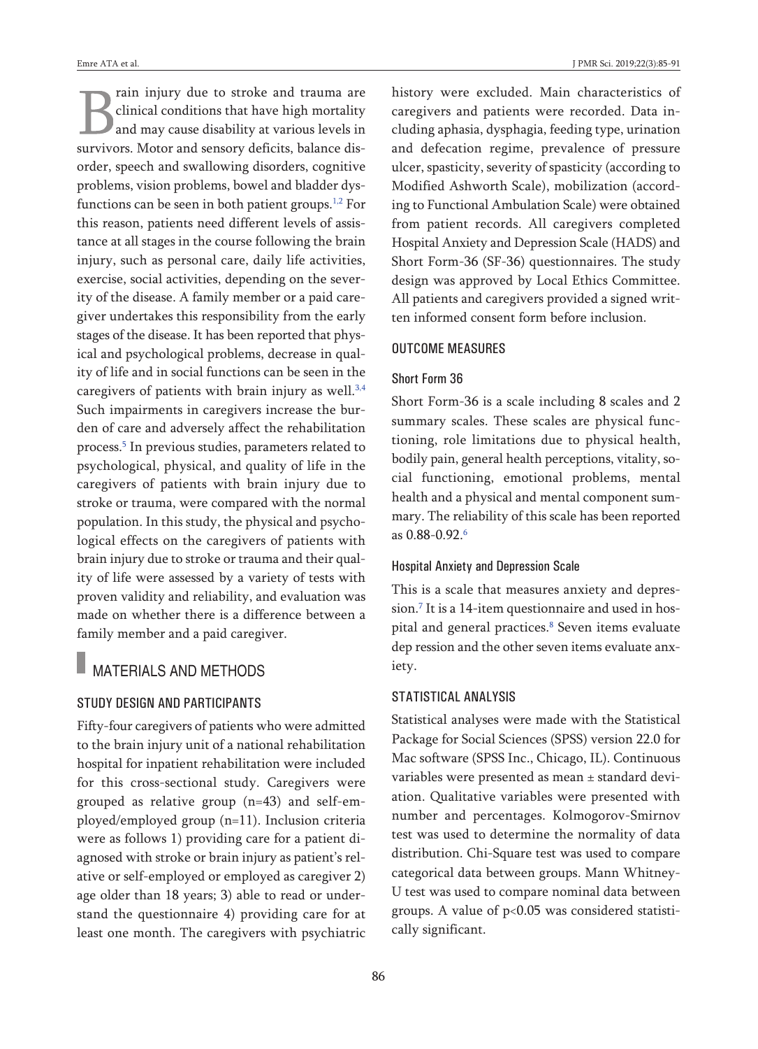Brain injury due to stroke and trauma are clinical conditions that have high mortality and may cause disability at various levels in survivors. Motor and sensory deficits, balance disorder, speech and swallowing disorders, cognitive problems, vision problems, bowel and bladder dysfunctions can be seen in both patient groups.[1,2] For this reason, patients need different levels of assistance at all stages in the course following the brain injury, such as personal care, daily life activities, exercise, social activities, depending on the severity of the disease. A family member or a paid caregiver undertakes this responsibility from the early stages of the disease. It has been reported that physical and psychological problems, decrease in quality of life and in social functions can be seen in the caregivers of patients with brain injury as well.[3,4] Such impairments in caregivers increase the burden of care and adversely affect the rehabilitation process.[5] In previous studies, parameters related to psychological, physical, and quality of life in the caregivers of patients with brain injury due to stroke or trauma, were compared with the normal population. In this study, the physical and psychological effects on the caregivers of patients with brain injury due to stroke or trauma and their quality of life were assessed by a variety of tests with proven validity and reliability, and evaluation was made on whether there is a difference between a family member and a paid caregiver.

## MATERIALS AND METHODS

### STUDY DESIGN AND PARTICIPANTS

Fifty-four caregivers of patients who were admitted to the brain injury unit of a national rehabilitation hospital for inpatient rehabilitation were included for this cross-sectional study. Caregivers were grouped as relative group (n=43) and self-employed/employed group (n=11). Inclusion criteria were as follows 1) providing care for a patient diagnosed with stroke or brain injury as patient's relative or self-employed or employed as caregiver 2) age older than 18 years; 3) able to read or understand the questionnaire 4) providing care for at least one month. The caregivers with psychiatric history were excluded. Main characteristics of caregivers and patients were recorded. Data including aphasia, dysphagia, feeding type, urination and defecation regime, prevalence of pressure ulcer, spasticity, severity of spasticity (according to Modified Ashworth Scale), mobilization (according to Functional Ambulation Scale) were obtained from patient records. All caregivers completed Hospital Anxiety and Depression Scale (HADS) and Short Form-36 (SF-36) questionnaires. The study design was approved by Local Ethics Committee. All patients and caregivers provided a signed written informed consent form before inclusion.

### OUTCOME MEASURES

#### Short Form 36

Short Form-36 is a scale including 8 scales and 2 summary scales. These scales are physical functioning, role limitations due to physical health, bodily pain, general health perceptions, vitality, social functioning, emotional problems, mental health and a physical and mental component summary. The reliability of this scale has been reported as 0.88-0.92.[6]

#### Hospital Anxiety and Depression Scale

This is a scale that measures anxiety and depression.[7] It is a 14-item questionnaire and used in hospital and general practices.[8] Seven items evaluate dep ression and the other seven items evaluate anxiety.

### STATISTICAL ANALYSIS

Statistical analyses were made with the Statistical Package for Social Sciences (SPSS) version 22.0 for Mac software (SPSS Inc., Chicago, IL). Continuous variables were presented as mean ± standard deviation. Qualitative variables were presented with number and percentages. Kolmogorov-Smirnov test was used to determine the normality of data distribution. Chi-Square test was used to compare categorical data between groups. Mann Whitney-U test was used to compare nominal data between groups. A value of $p<0.05$ was considered statistically significant.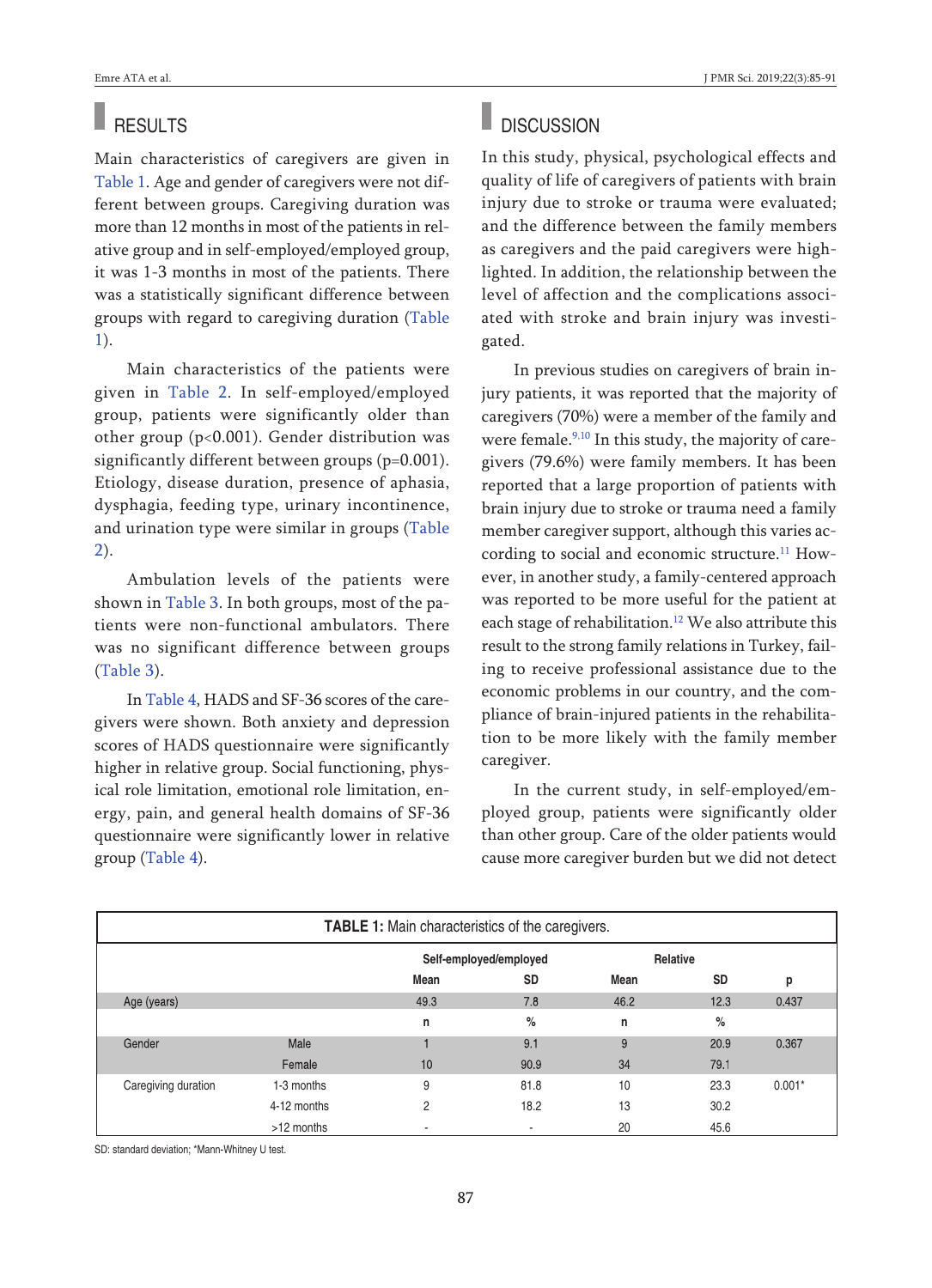## RESULTS

Main characteristics of caregivers are given in Table 1. Age and gender of caregivers were not different between groups. Caregiving duration was more than 12 months in most of the patients in relative group and in self-employed/employed group, it was 1-3 months in most of the patients. There was a statistically significant difference between groups with regard to caregiving duration (Table 1).

Main characteristics of the patients were given in Table 2. In self-employed/employed group, patients were significantly older than other group (p<0.001). Gender distribution was significantly different between groups (p=0.001). Etiology, disease duration, presence of aphasia, dysphagia, feeding type, urinary incontinence, and urination type were similar in groups (Table 2).

Ambulation levels of the patients were shown in Table 3. In both groups, most of the patients were non-functional ambulators. There was no significant difference between groups (Table 3).

In Table 4, HADS and SF-36 scores of the caregivers were shown. Both anxiety and depression scores of HADS questionnaire were significantly higher in relative group. Social functioning, physical role limitation, emotional role limitation, energy, pain, and general health domains of SF-36 questionnaire were significantly lower in relative group (Table 4).

## DISCUSSION

In this study, physical, psychological effects and quality of life of caregivers of patients with brain injury due to stroke or trauma were evaluated; and the difference between the family members as caregivers and the paid caregivers were highlighted. In addition, the relationship between the level of affection and the complications associated with stroke and brain injury was investigated.

In previous studies on caregivers of brain injury patients, it was reported that the majority of caregivers (70%) were a member of the family and were female.[9,10] In this study, the majority of caregivers (79.6%) were family members. It has been reported that a large proportion of patients with brain injury due to stroke or trauma need a family member caregiver support, although this varies according to social and economic structure.[11] However, in another study, a family-centered approach was reported to be more useful for the patient at each stage of rehabilitation.[12] We also attribute this result to the strong family relations in Turkey, failing to receive professional assistance due to the economic problems in our country, and the compliance of brain-injured patients in the rehabilitation to be more likely with the family member caregiver.

In the current study, in self-employed/employed group, patients were significantly older than other group. Care of the older patients would cause more caregiver burden but we did not detect

**TABLE 1:** Main characteristics of the caregivers.

| | | Self-employed/employed | | Relative | | |
|---|---|---|---|---|---|---|
| | | Mean | SD | Mean | SD | p |
| Age (years) | | 49.3 | 7.8 | 46.2 | 12.3 | 0.437 |
| | | n | % | n | % | |
| Gender | Male | 1 | 9.1 | 9 | 20.9 | 0.367 |
| | Female | 10 | 90.9 | 34 | 79.1 | |
| Caregiving duration | 1-3 months | 9 | 81.8 | 10 | 23.3 | 0.001* |
| | 4-12 months | 2 | 18.2 | 13 | 30.2 | |
| | >12 months | - | - | 20 | 45.6 | |

SD: standard deviation; *Mann-Whitney U test.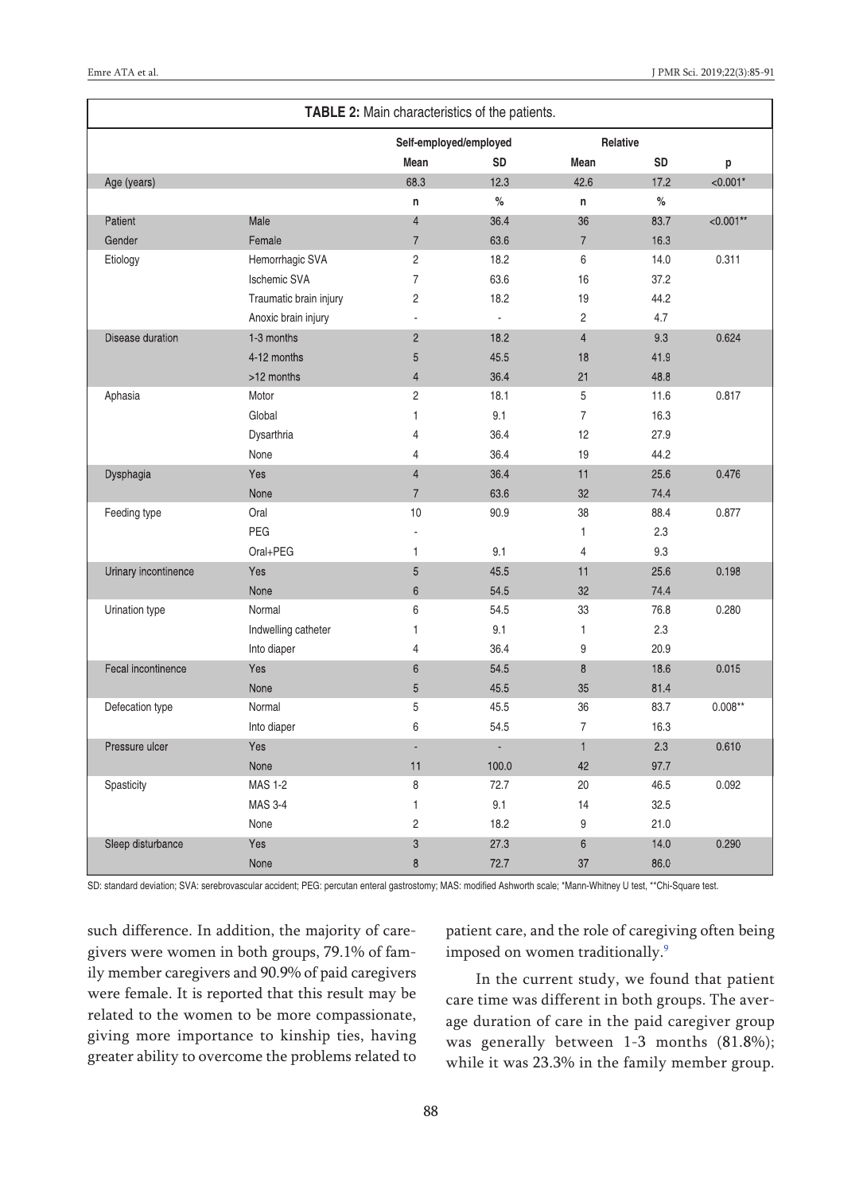**TABLE 2:** Main characteristics of the patients.

| | | Self-employed/employed | | Relative | | |
|---|---|---|---|---|---|---|
| | | Mean | SD | Mean | SD | p |
| Age (years) | | 68.3 | 12.3 | 42.6 | 17.2 | <0.001* |
| | | n | % | n | % | |
| Patient | Male | 4 | 36.4 | 36 | 83.7 | <0.001** |
| Gender | Female | 7 | 63.6 | 7 | 16.3 | |
| Etiology | Hemorrhagic SVA | 2 | 18.2 | 6 | 14.0 | 0.311 |
| | Ischemic SVA | 7 | 63.6 | 16 | 37.2 | |
| | Traumatic brain injury | 2 | 18.2 | 19 | 44.2 | |
| | Anoxic brain injury | - | - | 2 | 4.7 | |
| Disease duration | 1-3 months | 2 | 18.2 | 4 | 9.3 | 0.624 |
| | 4-12 months | 5 | 45.5 | 18 | 41.9 | |
| | >12 months | 4 | 36.4 | 21 | 48.8 | |
| Aphasia | Motor | 2 | 18.1 | 5 | 11.6 | 0.817 |
| | Global | 1 | 9.1 | 7 | 16.3 | |
| | Dysarthria | 4 | 36.4 | 12 | 27.9 | |
| | None | 4 | 36.4 | 19 | 44.2 | |
| Dysphagia | Yes | 4 | 36.4 | 11 | 25.6 | 0.476 |
| | None | 7 | 63.6 | 32 | 74.4 | |
| Feeding type | Oral | 10 | 90.9 | 38 | 88.4 | 0.877 |
| | PEG | - | | 1 | 2.3 | |
| | Oral+PEG | 1 | 9.1 | 4 | 9.3 | |
| Urinary incontinence | Yes | 5 | 45.5 | 11 | 25.6 | 0.198 |
| | None | 6 | 54.5 | 32 | 74.4 | |
| Urination type | Normal | 6 | 54.5 | 33 | 76.8 | 0.280 |
| | Indwelling catheter | 1 | 9.1 | 1 | 2.3 | |
| | Into diaper | 4 | 36.4 | 9 | 20.9 | |
| Fecal incontinence | Yes | 6 | 54.5 | 8 | 18.6 | 0.015 |
| | None | 5 | 45.5 | 35 | 81.4 | |
| Defecation type | Normal | 5 | 45.5 | 36 | 83.7 | 0.008** |
| | Into diaper | 6 | 54.5 | 7 | 16.3 | |
| Pressure ulcer | Yes | - | - | 1 | 2.3 | 0.610 |
| | None | 11 | 100.0 | 42 | 97.7 | |
| Spasticity | MAS 1-2 | 8 | 72.7 | 20 | 46.5 | 0.092 |
| | MAS 3-4 | 1 | 9.1 | 14 | 32.5 | |
| | None | 2 | 18.2 | 9 | 21.0 | |
| Sleep disturbance | Yes | 3 | 27.3 | 6 | 14.0 | 0.290 |
| | None | 8 | 72.7 | 37 | 86.0 | |

SD: standard deviation; SVA: serebrovascular accident; PEG: percutan enteral gastrostomy; MAS: modified Ashworth scale; *Mann-Whitney U test, **Chi-Square test.

such difference. In addition, the majority of caregivers were women in both groups, 79.1% of family member caregivers and 90.9% of paid caregivers were female. It is reported that this result may be related to the women to be more compassionate, giving more importance to kinship ties, having greater ability to overcome the problems related to patient care, and the role of caregiving often being imposed on women traditionally.[9]

In the current study, we found that patient care time was different in both groups. The average duration of care in the paid caregiver group was generally between 1-3 months (81.8%); while it was 23.3% in the family member group.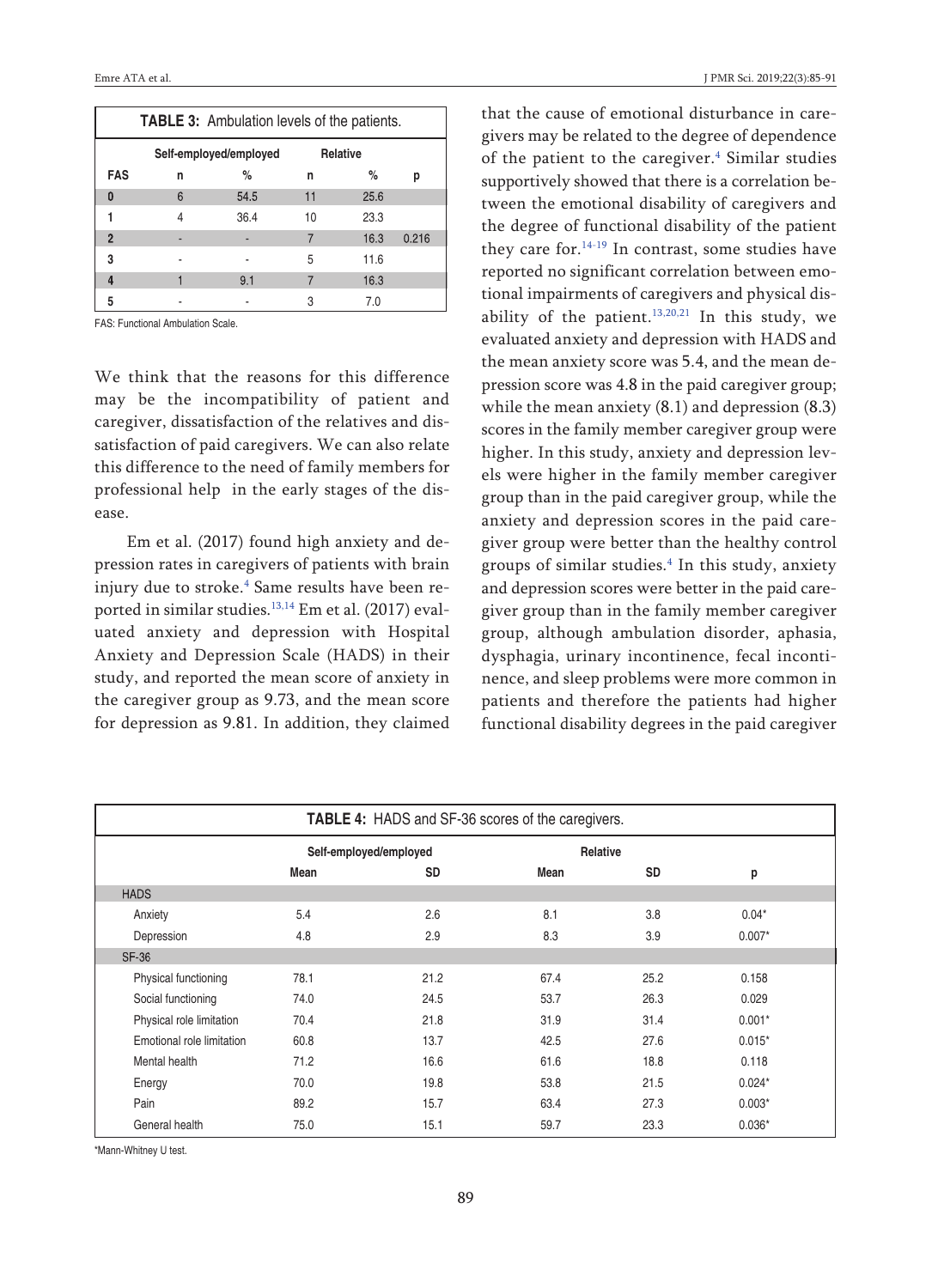**TABLE 3:** Ambulation levels of the patients.

| | Self-employed/employed | | Relative | | |
|---|---|---|---|---|---|
| **FAS** | **n** | **%** | **n** | **%** | **p** |
| 0 | 6 | 54.5 | 11 | 25.6 | |
| 1 | 4 | 36.4 | 10 | 23.3 | |
| 2 | - | - | 7 | 16.3 | 0.216 |
| 3 | - | - | 5 | 11.6 | |
| 4 | 1 | 9.1 | 7 | 16.3 | |
| 5 | - | - | 3 | 7.0 | |

FAS: Functional Ambulation Scale.

We think that the reasons for this difference may be the incompatibility of patient and caregiver, dissatisfaction of the relatives and dissatisfaction of paid caregivers. We can also relate this difference to the need of family members for professional help in the early stages of the disease.

Em et al. (2017) found high anxiety and depression rates in caregivers of patients with brain injury due to stroke.[4] Same results have been reported in similar studies.[13,14] Em et al. (2017) evaluated anxiety and depression with Hospital Anxiety and Depression Scale (HADS) in their study, and reported the mean score of anxiety in the caregiver group as 9.73, and the mean score for depression as 9.81. In addition, they claimed that the cause of emotional disturbance in caregivers may be related to the degree of dependence of the patient to the caregiver.[4] Similar studies supportively showed that there is a correlation between the emotional disability of caregivers and the degree of functional disability of the patient they care for.[14-19] In contrast, some studies have reported no significant correlation between emotional impairments of caregivers and physical disability of the patient.[13,20,21] In this study, we evaluated anxiety and depression with HADS and the mean anxiety score was 5.4, and the mean depression score was 4.8 in the paid caregiver group; while the mean anxiety (8.1) and depression (8.3) scores in the family member caregiver group were higher. In this study, anxiety and depression levels were higher in the family member caregiver group than in the paid caregiver group, while the anxiety and depression scores in the paid caregiver group were better than the healthy control groups of similar studies.[4] In this study, anxiety and depression scores were better in the paid caregiver group than in the family member caregiver group, although ambulation disorder, aphasia, dysphagia, urinary incontinence, fecal incontinence, and sleep problems were more common in patients and therefore the patients had higher functional disability degrees in the paid caregiver

**TABLE 4:** HADS and SF-36 scores of the caregivers.

| | Self-employed/employed | | Relative | | |
|---|---|---|---|---|---|
| | **Mean** | **SD** | **Mean** | **SD** | **p** |
| HADS | | | | | |
| Anxiety | 5.4 | 2.6 | 8.1 | 3.8 | 0.04* |
| Depression | 4.8 | 2.9 | 8.3 | 3.9 | 0.007* |
| SF-36 | | | | | |
| Physical functioning | 78.1 | 21.2 | 67.4 | 25.2 | 0.158 |
| Social functioning | 74.0 | 24.5 | 53.7 | 26.3 | 0.029 |
| Physical role limitation | 70.4 | 21.8 | 31.9 | 31.4 | 0.001* |
| Emotional role limitation | 60.8 | 13.7 | 42.5 | 27.6 | 0.015* |
| Mental health | 71.2 | 16.6 | 61.6 | 18.8 | 0.118 |
| Energy | 70.0 | 19.8 | 53.8 | 21.5 | 0.024* |
| Pain | 89.2 | 15.7 | 63.4 | 27.3 | 0.003* |
| General health | 75.0 | 15.1 | 59.7 | 23.3 | 0.036* |

*Mann-Whitney U test.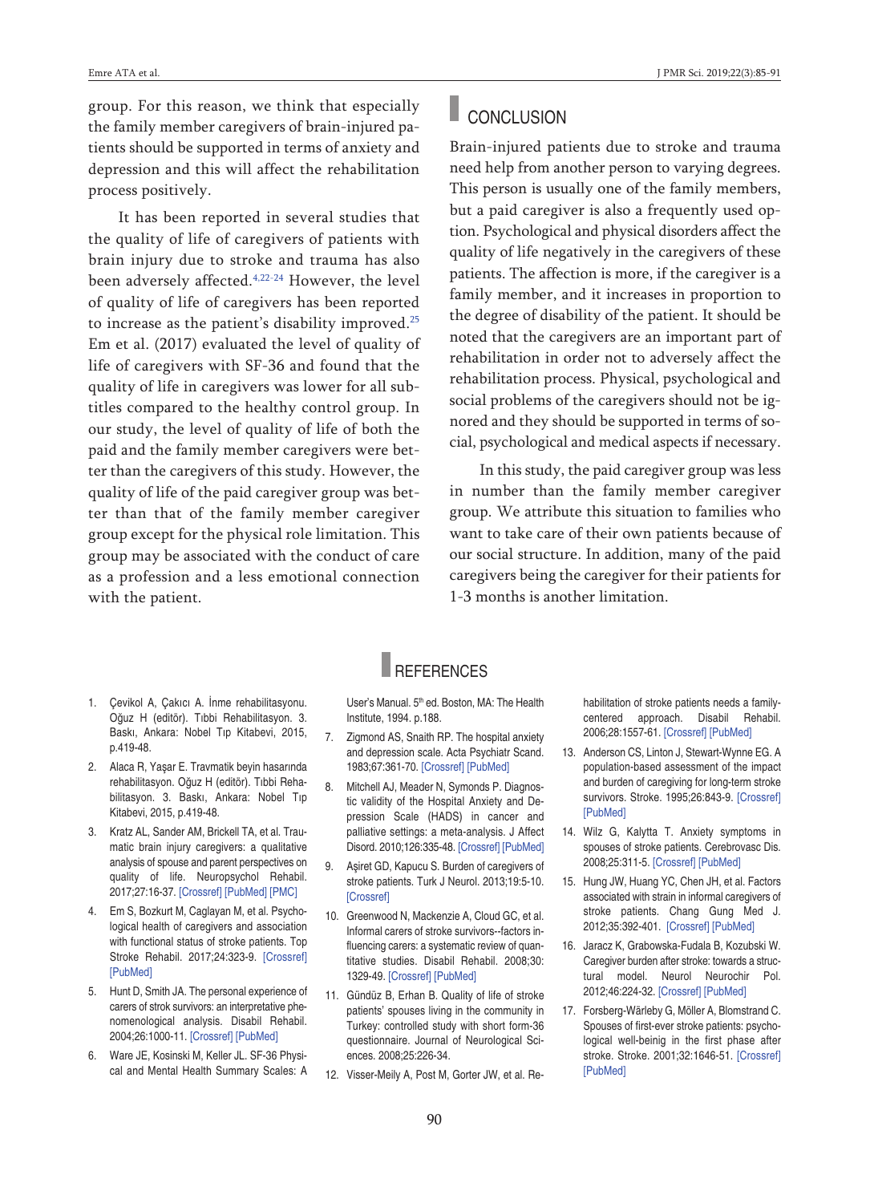group. For this reason, we think that especially the family member caregivers of brain-injured patients should be supported in terms of anxiety and depression and this will affect the rehabilitation process positively.

It has been reported in several studies that the quality of life of caregivers of patients with brain injury due to stroke and trauma has also been adversely affected.[4,22-24] However, the level of quality of life of caregivers has been reported to increase as the patient's disability improved.[25] Em et al. (2017) evaluated the level of quality of life of caregivers with SF-36 and found that the quality of life in caregivers was lower for all subtitles compared to the healthy control group. In our study, the level of quality of life of both the paid and the family member caregivers were better than the caregivers of this study. However, the quality of life of the paid caregiver group was better than that of the family member caregiver group except for the physical role limitation. This group may be associated with the conduct of care as a profession and a less emotional connection with the patient.

## CONCLUSION

Brain-injured patients due to stroke and trauma need help from another person to varying degrees. This person is usually one of the family members, but a paid caregiver is also a frequently used option. Psychological and physical disorders affect the quality of life negatively in the caregivers of these patients. The affection is more, if the caregiver is a family member, and it increases in proportion to the degree of disability of the patient. It should be noted that the caregivers are an important part of rehabilitation in order not to adversely affect the rehabilitation process. Physical, psychological and social problems of the caregivers should not be ignored and they should be supported in terms of social, psychological and medical aspects if necessary.

In this study, the paid caregiver group was less in number than the family member caregiver group. We attribute this situation to families who want to take care of their own patients because of our social structure. In addition, many of the paid caregivers being the caregiver for their patients for 1-3 months is another limitation.

## REFERENCES

1. Çevikol A, Çakıcı A. İnme rehabilitasyonu. Oğuz H (editör). Tıbbi Rehabilitasyon. 3. Baskı, Ankara: Nobel Tıp Kitabevi, 2015, p.419-48.
2. Alaca R, Yaşar E. Travmatik beyin hasarında rehabilitasyon. Oğuz H (editör). Tıbbi Rehabilitasyon. 3. Baskı, Ankara: Nobel Tıp Kitabevi, 2015, p.419-48.
3. Kratz AL, Sander AM, Brickell TA, et al. Traumatic brain injury caregivers: a qualitative analysis of spouse and parent perspectives on quality of life. Neuropsychol Rehabil. 2017;27:16-37. [Crossref] [PubMed] [PMC]
4. Em S, Bozkurt M, Caglayan M, et al. Psychological health of caregivers and association with functional status of stroke patients. Top Stroke Rehabil. 2017;24:323-9. [Crossref] [PubMed]
5. Hunt D, Smith JA. The personal experience of carers of strok survivors: an interpretative phenomenological analysis. Disabil Rehabil. 2004;26:1000-11. [Crossref] [PubMed]
6. Ware JE, Kosinski M, Keller JL. SF-36 Physical and Mental Health Summary Scales: A User's Manual. 5th ed. Boston, MA: The Health Institute, 1994. p.188.
7. Zigmond AS, Snaith RP. The hospital anxiety and depression scale. Acta Psychiatr Scand. 1983;67:361-70. [Crossref] [PubMed]
8. Mitchell AJ, Meader N, Symonds P. Diagnostic validity of the Hospital Anxiety and Depression Scale (HADS) in cancer and palliative settings: a meta-analysis. J Affect Disord. 2010;126:335-48. [Crossref] [PubMed]
9. Aşiret GD, Kapucu S. Burden of caregivers of stroke patients. Turk J Neurol. 2013;19:5-10. [Crossref]
10. Greenwood N, Mackenzie A, Cloud GC, et al. Informal carers of stroke survivors--factors influencing carers: a systematic review of quantitative studies. Disabil Rehabil. 2008;30:1329-49. [Crossref] [PubMed]
11. Gündüz B, Erhan B. Quality of life of stroke patients' spouses living in the community in Turkey: controlled study with short form-36 questionnaire. Journal of Neurological Sciences. 2008;25:226-34.
12. Visser-Meily A, Post M, Gorter JW, et al. Rehabilitation of stroke patients needs a family-centered approach. Disabil Rehabil. 2006;28:1557-61. [Crossref] [PubMed]
13. Anderson CS, Linton J, Stewart-Wynne EG. A population-based assessment of the impact and burden of caregiving for long-term stroke survivors. Stroke. 1995;26:843-9. [Crossref] [PubMed]
14. Wilz G, Kalytta T. Anxiety symptoms in spouses of stroke patients. Cerebrovasc Dis. 2008;25:311-5. [Crossref] [PubMed]
15. Hung JW, Huang YC, Chen JH, et al. Factors associated with strain in informal caregivers of stroke patients. Chang Gung Med J. 2012;35:392-401. [Crossref] [PubMed]
16. Jaracz K, Grabowska-Fudala B, Kozubski W. Caregiver burden after stroke: towards a structural model. Neurol Neurochir Pol. 2012;46:224-32. [Crossref] [PubMed]
17. Forsberg-Wärleby G, Möller A, Blomstrand C. Spouses of first-ever stroke patients: psychological well-beinig in the first phase after stroke. Stroke. 2001;32:1646-51. [Crossref] [PubMed]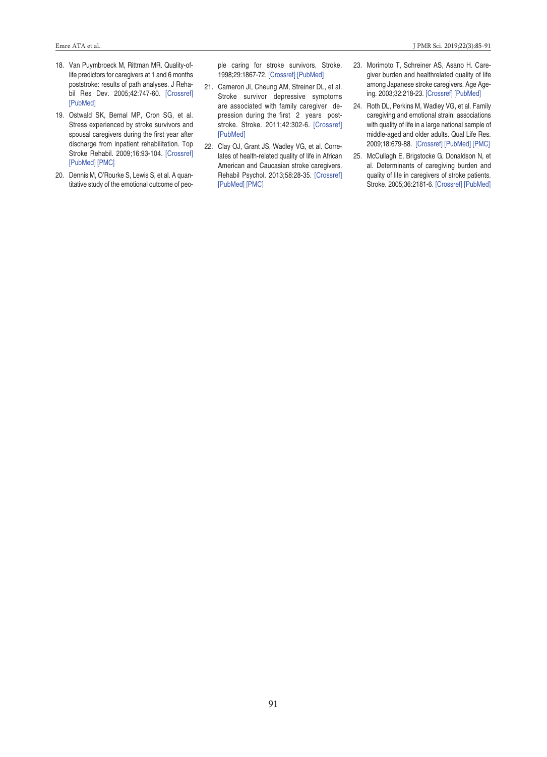18. Van Puymbroeck M, Rittman MR. Quality-of-life predictors for caregivers at 1 and 6 months poststroke: results of path analyses. J Rehabil Res Dev. 2005;42:747-60. [Crossref] [PubMed]

19. Ostwald SK, Bernal MP, Cron SG, et al. Stress experienced by stroke survivors and spousal caregivers during the first year after discharge from inpatient rehabilitation. Top Stroke Rehabil. 2009;16:93-104. [Crossref] [PubMed] [PMC]

20. Dennis M, O'Rourke S, Lewis S, et al. A quantitative study of the emotional outcome of people caring for stroke survivors. Stroke. 1998;29:1867-72. [Crossref] [PubMed]

21. Cameron JI, Cheung AM, Streiner DL, et al. Stroke survivor depressive symptoms are associated with family caregiver depression during the first 2 years poststroke. Stroke. 2011;42:302-6. [Crossref] [PubMed]

22. Clay OJ, Grant JS, Wadley VG, et al. Correlates of health-related quality of life in African American and Caucasian stroke caregivers. Rehabil Psychol. 2013;58:28-35. [Crossref] [PubMed] [PMC]

23. Morimoto T, Schreiner AS, Asano H. Caregiver burden and healthrelated quality of life among Japanese stroke caregivers. Age Ageing. 2003;32:218-23. [Crossref] [PubMed]

24. Roth DL, Perkins M, Wadley VG, et al. Family caregiving and emotional strain: associations with quality of life in a large national sample of middle-aged and older adults. Qual Life Res. 2009;18:679-88. [Crossref] [PubMed] [PMC]

25. McCullagh E, Brigstocke G, Donaldson N, et al. Determinants of caregiving burden and quality of life in caregivers of stroke patients. Stroke. 2005;36:2181-6. [Crossref] [PubMed]